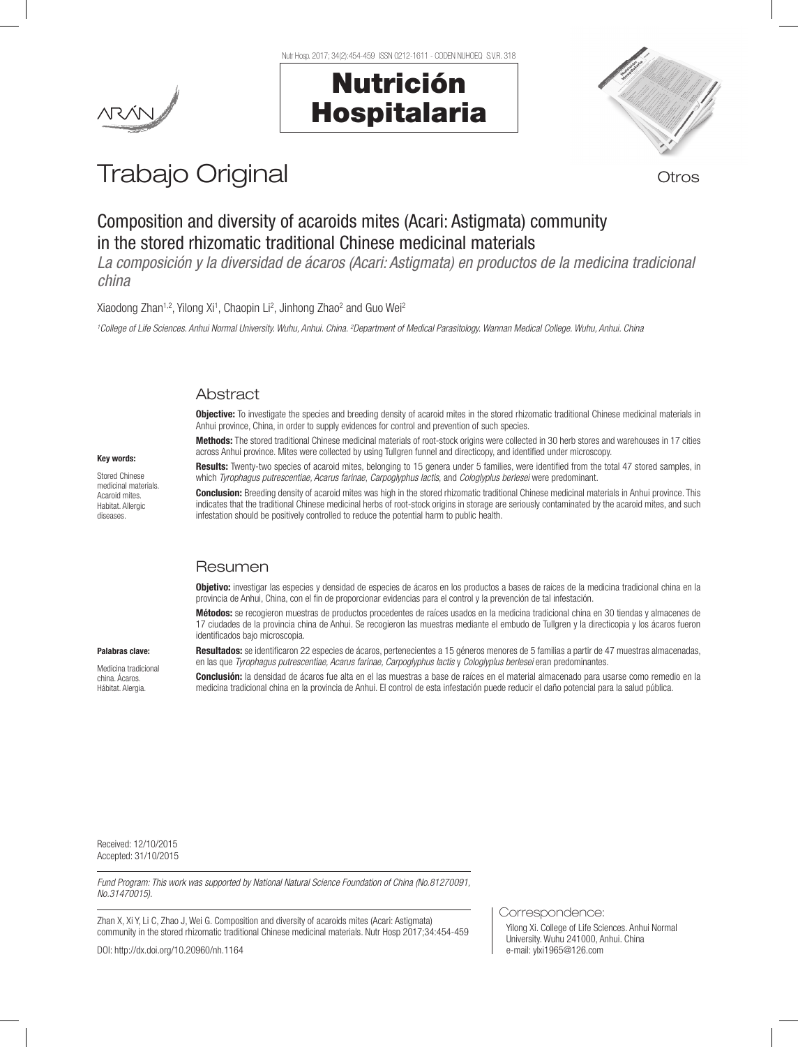# Trabajo Original

Otros

## Composition and diversity of acaroids mites (Acari: Astigmata) community in the stored rhizomatic traditional Chinese medicinal materials

*La composición y la diversidad de ácaros (Acari: Astigmata) en productos de la medicina tradicional china*

Xiaodong Zhan[1,2], Yilong Xi[1], Chaopin Li[2], Jinhong Zhao[2] and Guo Wei[2]

[1]College of Life Sciences. Anhui Normal University. Wuhu, Anhui. China. [2]Department of Medical Parasitology. Wannan Medical College. Wuhu, Anhui. China

### Abstract

**Objective:** To investigate the species and breeding density of acaroid mites in the stored rhizomatic traditional Chinese medicinal materials in Anhui province, China, in order to supply evidences for control and prevention of such species.

**Methods:** The stored traditional Chinese medicinal materials of root-stock origins were collected in 30 herb stores and warehouses in 17 cities across Anhui province. Mites were collected by using Tullgren funnel and directicopy, and identified under microscopy.

**Results:** Twenty-two species of acaroid mites, belonging to 15 genera under 5 families, were identified from the total 47 stored samples, in which *Tyrophagus putrescentiae, Acarus farinae, Carpoglyphus lactis*, and *Cologlyplus berlesei* were predominant.

**Conclusion:** Breeding density of acaroid mites was high in the stored rhizomatic traditional Chinese medicinal materials in Anhui province. This indicates that the traditional Chinese medicinal herbs of root-stock origins in storage are seriously contaminated by the acaroid mites, and such infestation should be positively controlled to reduce the potential harm to public health.

**Key words:**

Stored Chinese medicinal materials. Acaroid mites. Habitat. Allergic diseases.

### Resumen

**Objetivo:** investigar las especies y densidad de especies de ácaros en los productos a bases de raíces de la medicina tradicional china en la provincia de Anhui, China, con el fin de proporcionar evidencias para el control y la prevención de tal infestación.

**Métodos:** se recogieron muestras de productos procedentes de raíces usados en la medicina tradicional china en 30 tiendas y almacenes de 17 ciudades de la provincia china de Anhui. Se recogieron las muestras mediante el embudo de Tullgren y la directicopia y los ácaros fueron identificados bajo microscopia.

**Resultados:** se identificaron 22 especies de ácaros, pertenecientes a 15 géneros menores de 5 familias a partir de 47 muestras almacenadas, en las que *Tyrophagus putrescentiae, Acarus farinae, Carpoglyphus lactis* y *Cologlyplus berlesei* eran predominantes.

**Conclusión:** la densidad de ácaros fue alta en el las muestras a base de raíces en el material almacenado para usarse como remedio en la medicina tradicional china en la provincia de Anhui. El control de esta infestación puede reducir el daño potencial para la salud pública.

**Palabras clave:**

Medicina tradicional china. Ácaros. Hábitat. Alergia.

Received: 12/10/2015
Accepted: 31/10/2015

*Fund Program: This work was supported by National Natural Science Foundation of China (No.81270091, No.31470015).*

Zhan X, Xi Y, Li C, Zhao J, Wei G. Composition and diversity of acaroids mites (Acari: Astigmata) community in the stored rhizomatic traditional Chinese medicinal materials. Nutr Hosp 2017;34:454-459

DOI: http://dx.doi.org/10.20960/nh.1164

Correspondence:

Yilong Xi. College of Life Sciences. Anhui Normal University. Wuhu 241000, Anhui. China
e-mail: ylxi1965@126.com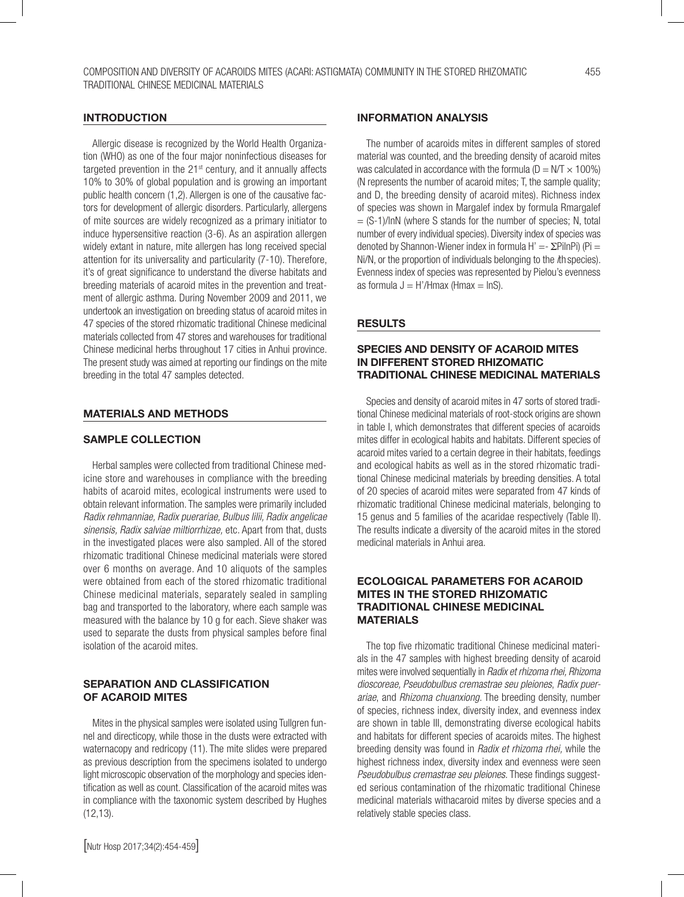## INTRODUCTION

Allergic disease is recognized by the World Health Organization (WHO) as one of the four major noninfectious diseases for targeted prevention in the 21st century, and it annually affects 10% to 30% of global population and is growing an important public health concern (1,2). Allergen is one of the causative factors for development of allergic disorders. Particularly, allergens of mite sources are widely recognized as a primary initiator to induce hypersensitive reaction (3-6). As an aspiration allergen widely extant in nature, mite allergen has long received special attention for its universality and particularity (7-10). Therefore, it's of great significance to understand the diverse habitats and breeding materials of acaroid mites in the prevention and treatment of allergic asthma. During November 2009 and 2011, we undertook an investigation on breeding status of acaroid mites in 47 species of the stored rhizomatic traditional Chinese medicinal materials collected from 47 stores and warehouses for traditional Chinese medicinal herbs throughout 17 cities in Anhui province. The present study was aimed at reporting our findings on the mite breeding in the total 47 samples detected.

## MATERIALS AND METHODS

### SAMPLE COLLECTION

Herbal samples were collected from traditional Chinese medicine store and warehouses in compliance with the breeding habits of acaroid mites, ecological instruments were used to obtain relevant information. The samples were primarily included *Radix rehmanniae, Radix puerariae, Bulbus lilii, Radix angelicae sinensis, Radix salviae miltiorrhizae,* etc. Apart from that, dusts in the investigated places were also sampled. All of the stored rhizomatic traditional Chinese medicinal materials were stored over 6 months on average. And 10 aliquots of the samples were obtained from each of the stored rhizomatic traditional Chinese medicinal materials, separately sealed in sampling bag and transported to the laboratory, where each sample was measured with the balance by 10 g for each. Sieve shaker was used to separate the dusts from physical samples before final isolation of the acaroid mites.

### SEPARATION AND CLASSIFICATION OF ACAROID MITES

Mites in the physical samples were isolated using Tullgren funnel and directicopy, while those in the dusts were extracted with waternacopy and redricopy (11). The mite slides were prepared as previous description from the specimens isolated to undergo light microscopic observation of the morphology and species identification as well as count. Classification of the acaroid mites was in compliance with the taxonomic system described by Hughes (12,13).

## INFORMATION ANALYSIS

The number of acaroids mites in different samples of stored material was counted, and the breeding density of acaroid mites was calculated in accordance with the formula ($D = N/T \times 100\%$) (N represents the number of acaroid mites; T, the sample quality; and D, the breeding density of acaroid mites). Richness index of species was shown in Margalef index by formula $R_{margalef} = (S-1)/\ln N$ (where S stands for the number of species; N, total number of every individual species). Diversity index of species was denoted by Shannon-Wiener index in formula $H' = -\Sigma P_i \ln P_i$ ($P_i = N_i/N$, or the proportion of individuals belonging to the *i*th species). Evenness index of species was represented by Pielou's evenness as formula $J = H'/H_{max}$ ($H_{max} = \ln S$).

## RESULTS

### SPECIES AND DENSITY OF ACAROID MITES IN DIFFERENT STORED RHIZOMATIC TRADITIONAL CHINESE MEDICINAL MATERIALS

Species and density of acaroid mites in 47 sorts of stored traditional Chinese medicinal materials of root-stock origins are shown in table I, which demonstrates that different species of acaroids mites differ in ecological habits and habitats. Different species of acaroid mites varied to a certain degree in their habitats, feedings and ecological habits as well as in the stored rhizomatic traditional Chinese medicinal materials by breeding densities. A total of 20 species of acaroid mites were separated from 47 kinds of rhizomatic traditional Chinese medicinal materials, belonging to 15 genus and 5 families of the acaridae respectively (Table II). The results indicate a diversity of the acaroid mites in the stored medicinal materials in Anhui area.

### ECOLOGICAL PARAMETERS FOR ACAROID MITES IN THE STORED RHIZOMATIC TRADITIONAL CHINESE MEDICINAL MATERIALS

The top five rhizomatic traditional Chinese medicinal materials in the 47 samples with highest breeding density of acaroid mites were involved sequentially in *Radix et rhizoma rhei, Rhizoma dioscoreae, Pseudobulbus cremastrae seu pleiones*, *Radix puerariae*, and *Rhizoma chuanxiong*. The breeding density, number of species, richness index, diversity index, and evenness index are shown in table III, demonstrating diverse ecological habits and habitats for different species of acaroids mites. The highest breeding density was found in *Radix et rhizoma rhei,* while the highest richness index, diversity index and evenness were seen *Pseudobulbus cremastrae seu pleiones.* These findings suggested serious contamination of the rhizomatic traditional Chinese medicinal materials withacaroid mites by diverse species and a relatively stable species class.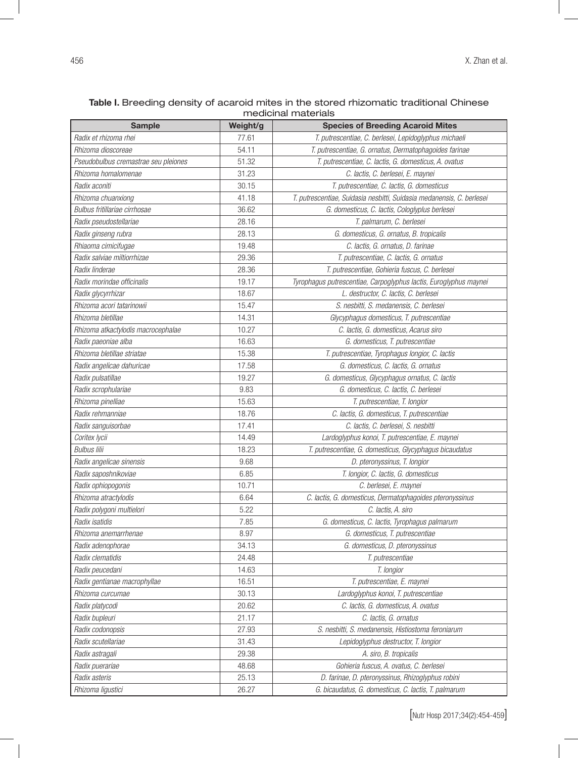**Table I.** Breeding density of acaroid mites in the stored rhizomatic traditional Chinese medicinal materials

| Sample | Weight/g | Species of Breeding Acaroid Mites |
|---|---|---|
| *Radix et rhizoma rhei* | 77.61 | *T. putrescentiae, C. berlesei, Lepidoglyphus michaeli* |
| *Rhizoma dioscoreae* | 54.11 | *T. putrescentiae, G. ornatus, Dermatophagoides farinae* |
| *Pseudobulbus cremastrae seu pleiones* | 51.32 | *T. putrescentiae, C. lactis, G. domesticus, A. ovatus* |
| *Rhizoma homalomenae* | 31.23 | *C. lactis, C. berlesei, E. maynei* |
| *Radix aconiti* | 30.15 | *T. putrescentiae, C. lactis, G. domesticus* |
| *Rhizoma chuanxiong* | 41.18 | *T. putrescentiae, Suidasia nesbitti, Suidasia medanensis, C. berlesei* |
| *Bulbus fritillariae cirrhosae* | 36.62 | *G. domesticus, C. lactis, Cologlyplus berlesei* |
| *Radix pseudostellariae* | 28.16 | *T. palmarum, C. berlesei* |
| *Radix ginseng rubra* | 28.13 | *G. domesticus, G. ornatus, B. tropicalis* |
| *Rhiaoma cimicifugae* | 19.48 | *C. lactis, G. ornatus, D. farinae* |
| *Radix salviae miltiorrhizae* | 29.36 | *T. putrescentiae, C. lactis, G. ornatus* |
| *Radix linderae* | 28.36 | *T. putrescentiae, Gohieria fuscus, C. berlesei* |
| *Radix morindae officinalis* | 19.17 | *Tyrophagus putrescentiae, Carpoglyphus lactis, Euroglyphus maynei* |
| *Radix glycyrrhizar* | 18.67 | *L. destructor, C. lactis, C. berlesei* |
| *Rhizoma acori tatarinowii* | 15.47 | *S. nesbitti, S. medanensis, C. berlesei* |
| *Rhizoma bletillae* | 14.31 | *Glycyphagus domesticus, T. putrescentiae* |
| *Rhizoma atkactylodis macrocephalae* | 10.27 | *C. lactis, G. domesticus, Acarus siro* |
| *Radix paeoniae alba* | 16.63 | *G. domesticus, T. putrescentiae* |
| *Rhizoma bletillae striatae* | 15.38 | *T. putrescentiae, Tyrophagus longior, C. lactis* |
| *Radix angelicae dahuricae* | 17.58 | *G. domesticus, C. lactis, G. ornatus* |
| *Radix pulsatillae* | 19.27 | *G. domesticus, Glycyphagus ornatus, C. lactis* |
| *Radix scrophulariae* | 9.83 | *G. domesticus, C. lactis, C. berlesei* |
| *Rhizoma pinelliae* | 15.63 | *T. putrescentiae, T. longior* |
| *Radix rehmanniae* | 18.76 | *C. lactis, G. domesticus, T. putrescentiae* |
| *Radix sanguisorbae* | 17.41 | *C. lactis, C. berlesei, S. nesbitti* |
| *Coritex lycii* | 14.49 | *Lardoglyphus konoi, T. putrescentiae, E. maynei* |
| *Bulbus lilii* | 18.23 | *T. putrescentiae, G. domesticus, Glycyphagus bicaudatus* |
| *Radix angelicae sinensis* | 9.68 | *D. pteronyssinus, T. longior* |
| *Radix saposhnikoviae* | 6.85 | *T. longior, C. lactis, G. domesticus* |
| *Radix ophiopogonis* | 10.71 | *C. berlesei, E. maynei* |
| *Rhizoma atractylodis* | 6.64 | *C. lactis, G. domesticus, Dermatophagoides pteronyssinus* |
| *Radix polygoni multielori* | 5.22 | *C. lactis, A. siro* |
| *Radix isatidis* | 7.85 | *G. domesticus, C. lactis, Tyrophagus palmarum* |
| *Rhizoma anemarrhenae* | 8.97 | *G. domesticus, T. putrescentiae* |
| *Radix adenophorae* | 34.13 | *G. domesticus, D. pteronyssinus* |
| *Radix clematidis* | 24.48 | *T. putrescentiae* |
| *Radix peucedani* | 14.63 | *T. longior* |
| *Radix gentianae macrophyllae* | 16.51 | *T. putrescentiae, E. maynei* |
| *Rhizoma curcumae* | 30.13 | *Lardoglyphus konoi, T. putrescentiae* |
| *Radix platycodi* | 20.62 | *C. lactis, G. domesticus, A. ovatus* |
| *Radix bupleuri* | 21.17 | *C. lactis, G. ornatus* |
| *Radix codonopsis* | 27.93 | *S. nesbitti, S. medanensis, Histiostoma feroniarum* |
| *Radix scutellariae* | 31.43 | *Lepidoglyphus destructor, T. longior* |
| *Radix astragali* | 29.38 | *A. siro, B. tropicalis* |
| *Radix puerariae* | 48.68 | *Gohieria fuscus, A. ovatus, C. berlesei* |
| *Radix asteris* | 25.13 | *D. farinae, D. pteronyssinus, Rhizoglyphus robini* |
| *Rhizoma ligustici* | 26.27 | *G. bicaudatus, G. domesticus, C. lactis, T. palmarum* |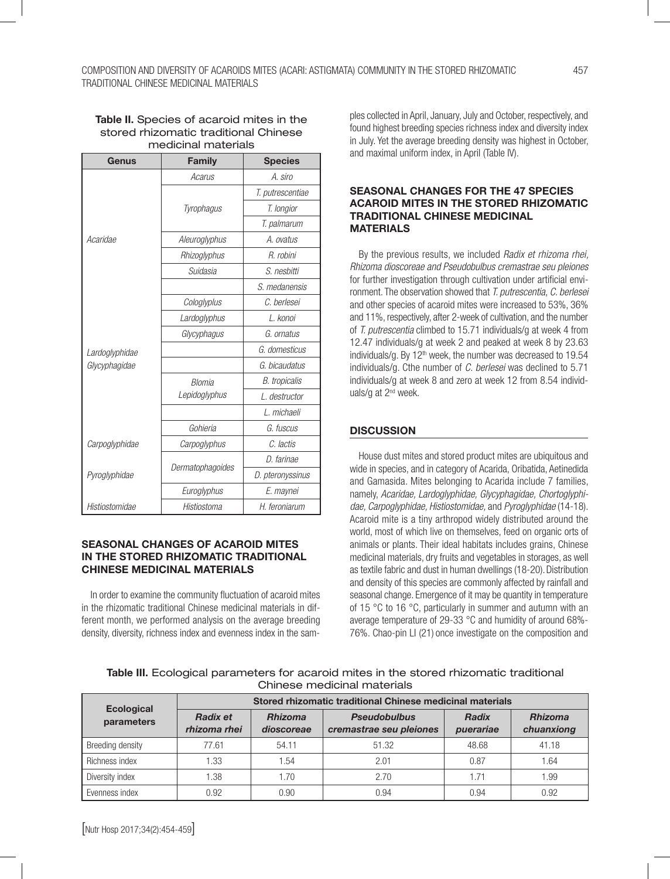**Table II.** Species of acaroid mites in the stored rhizomatic traditional Chinese medicinal materials

| Genus | Family | Species |
|---|---|---|
| Acaridae | *Acarus* | *A. siro* |
| | *Tyrophagus* | *T. putrescentiae* |
| | | *T. longior* |
| | | *T. palmarum* |
| | *Aleuroglyphus* | *A. ovatus* |
| | *Rhizoglyphus* | *R. robini* |
| | *Suidasia* | *S. nesbitti* |
| | | *S. medanensis* |
| | *Cologlyplus* | *C. berlesei* |
| Lardoglyphidae | *Lardoglyphus* | *L. konoi* |
| Glycyphagidae | *Glycyphagus* | *G. ornatus* |
| | | *G. domesticus* |
| | | *G. bicaudatus* |
| | *Blomia* | *B. tropicalis* |
| | *Lepidoglyphus* | *L. destructor* |
| | | *L. michaeli* |
| | *Gohieria* | *G. fuscus* |
| Carpoglyphidae | *Carpoglyphus* | *C. lactis* |
| Pyroglyphidae | *Dermatophagoides* | *D. farinae* |
| | | *D. pteronyssinus* |
| | *Euroglyphus* | *E. maynei* |
| Histiostomidae | *Histiostoma* | *H. feroniarum* |

## SEASONAL CHANGES OF ACAROID MITES IN THE STORED RHIZOMATIC TRADITIONAL CHINESE MEDICINAL MATERIALS

In order to examine the community fluctuation of acaroid mites in the rhizomatic traditional Chinese medicinal materials in different month, we performed analysis on the average breeding density, diversity, richness index and evenness index in the samples collected in April, January, July and October, respectively, and found highest breeding species richness index and diversity index in July. Yet the average breeding density was highest in October, and maximal uniform index, in April (Table IV).

## SEASONAL CHANGES FOR THE 47 SPECIES ACAROID MITES IN THE STORED RHIZOMATIC TRADITIONAL CHINESE MEDICINAL MATERIALS

By the previous results, we included *Radix et rhizoma rhei, Rhizoma dioscoreae and Pseudobulbus cremastrae seu pleiones* for further investigation through cultivation under artificial environment. The observation showed that *T. putrescentia*, *C. berlesei* and other species of acaroid mites were increased to 53%, 36% and 11%, respectively, after 2-week of cultivation, and the number of *T. putrescentia* climbed to 15.71 individuals/g at week 4 from 12.47 individuals/g at week 2 and peaked at week 8 by 23.63 individuals/g. By 12th week, the number was decreased to 19.54 individuals/g. Cthe number of *C. berlesei* was declined to 5.71 individuals/g at week 8 and zero at week 12 from 8.54 individuals/g at 2nd week.

## DISCUSSION

House dust mites and stored product mites are ubiquitous and wide in species, and in category of Acarida, Oribatida, Aetinedida and Gamasida. Mites belonging to Acarida include 7 families, namely, *Acaridae, Lardoglyphidae, Glycyphagidae, Chortoglyphidae, Carpoglyphidae, Histiostomidae,* and *Pyroglyphidae* (14-18). Acaroid mite is a tiny arthropod widely distributed around the world, most of which live on themselves, feed on organic orts of animals or plants. Their ideal habitats includes grains, Chinese medicinal materials, dry fruits and vegetables in storages, as well as textile fabric and dust in human dwellings (18-20). Distribution and density of this species are commonly affected by rainfall and seasonal change. Emergence of it may be quantity in temperature of 15 °C to 16 °C, particularly in summer and autumn with an average temperature of 29-33 °C and humidity of around 68%-76%. Chao-pin LI (21) once investigate on the composition and

**Table III.** Ecological parameters for acaroid mites in the stored rhizomatic traditional Chinese medicinal materials

| Ecological parameters | Stored rhizomatic traditional Chinese medicinal materials | | | | |
|---|---|---|---|---|---|
| | *Radix et rhizoma rhei* | *Rhizoma dioscoreae* | *Pseudobulbus cremastrae seu pleiones* | *Radix puerariae* | *Rhizoma chuanxiong* |
| Breeding density | 77.61 | 54.11 | 51.32 | 48.68 | 41.18 |
| Richness index | 1.33 | 1.54 | 2.01 | 0.87 | 1.64 |
| Diversity index | 1.38 | 1.70 | 2.70 | 1.71 | 1.99 |
| Evenness index | 0.92 | 0.90 | 0.94 | 0.94 | 0.92 |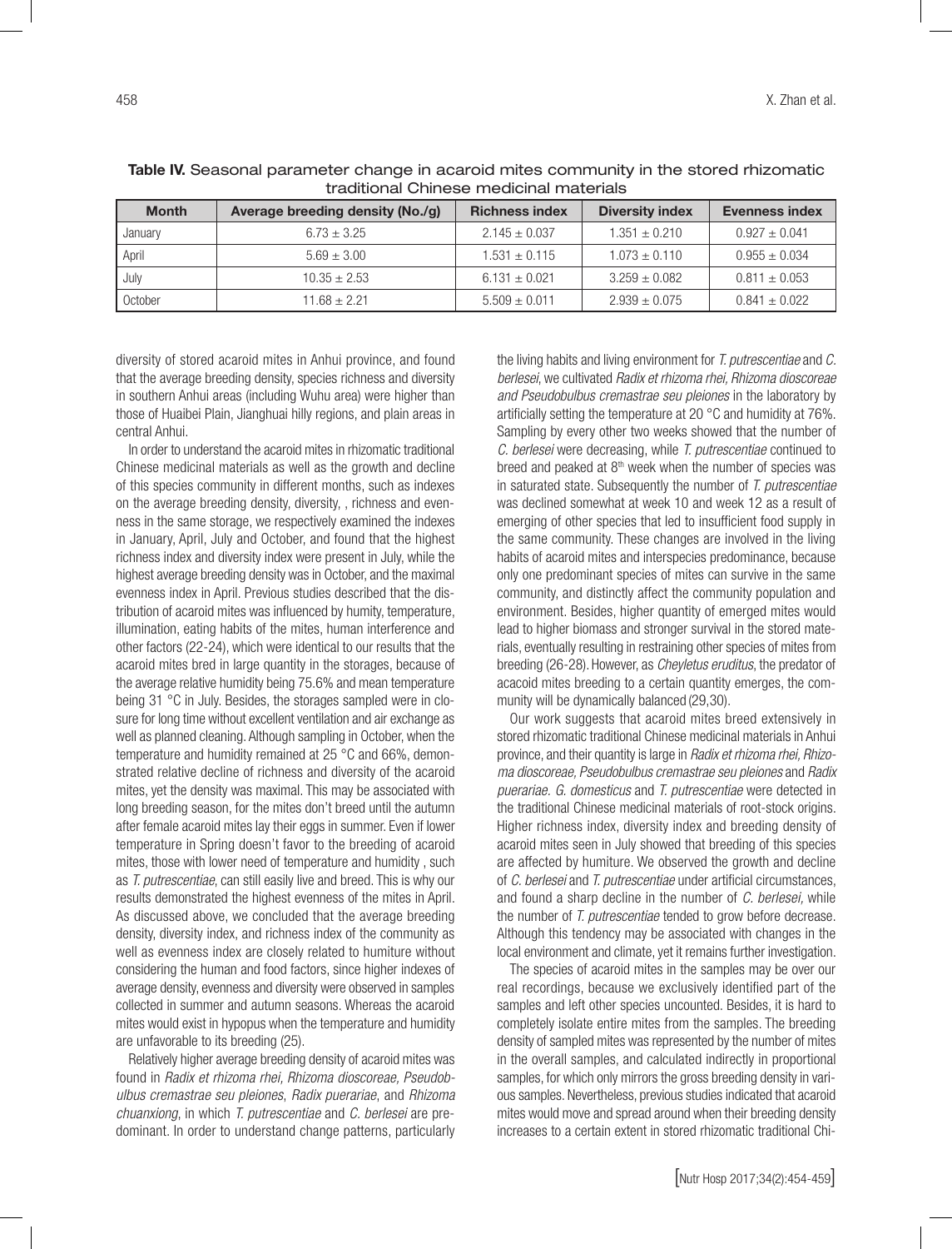**Table IV.** Seasonal parameter change in acaroid mites community in the stored rhizomatic traditional Chinese medicinal materials

| Month | Average breeding density (No./g) | Richness index | Diversity index | Evenness index |
|---|---|---|---|---|
| January | 6.73 ± 3.25 | 2.145 ± 0.037 | 1.351 ± 0.210 | 0.927 ± 0.041 |
| April | 5.69 ± 3.00 | 1.531 ± 0.115 | 1.073 ± 0.110 | 0.955 ± 0.034 |
| July | 10.35 ± 2.53 | 6.131 ± 0.021 | 3.259 ± 0.082 | 0.811 ± 0.053 |
| October | 11.68 ± 2.21 | 5.509 ± 0.011 | 2.939 ± 0.075 | 0.841 ± 0.022 |

diversity of stored acaroid mites in Anhui province, and found that the average breeding density, species richness and diversity in southern Anhui areas (including Wuhu area) were higher than those of Huaibei Plain, Jianghuai hilly regions, and plain areas in central Anhui.

In order to understand the acaroid mites in rhizomatic traditional Chinese medicinal materials as well as the growth and decline of this species community in different months, such as indexes on the average breeding density, diversity, , richness and evenness in the same storage, we respectively examined the indexes in January, April, July and October, and found that the highest richness index and diversity index were present in July, while the highest average breeding density was in October, and the maximal evenness index in April. Previous studies described that the distribution of acaroid mites was influenced by humity, temperature, illumination, eating habits of the mites, human interference and other factors (22-24), which were identical to our results that the acaroid mites bred in large quantity in the storages, because of the average relative humidity being 75.6% and mean temperature being 31 °C in July. Besides, the storages sampled were in closure for long time without excellent ventilation and air exchange as well as planned cleaning. Although sampling in October, when the temperature and humidity remained at 25 °C and 66%, demonstrated relative decline of richness and diversity of the acaroid mites, yet the density was maximal. This may be associated with long breeding season, for the mites don't breed until the autumn after female acaroid mites lay their eggs in summer. Even if lower temperature in Spring doesn't favor to the breeding of acaroid mites, those with lower need of temperature and humidity , such as *T. putrescentiae*, can still easily live and breed. This is why our results demonstrated the highest evenness of the mites in April. As discussed above, we concluded that the average breeding density, diversity index, and richness index of the community as well as evenness index are closely related to humiture without considering the human and food factors, since higher indexes of average density, evenness and diversity were observed in samples collected in summer and autumn seasons. Whereas the acaroid mites would exist in hypopus when the temperature and humidity are unfavorable to its breeding (25).

Relatively higher average breeding density of acaroid mites was found in *Radix et rhizoma rhei, Rhizoma dioscoreae, Pseudobulbus cremastrae seu pleiones*, *Radix puerariae*, and *Rhizoma chuanxiong*, in which *T. putrescentiae* and *C. berlesei* are predominant. In order to understand change patterns, particularly the living habits and living environment for *T. putrescentiae* and *C. berlesei*, we cultivated *Radix et rhizoma rhei, Rhizoma dioscoreae and Pseudobulbus cremastrae seu pleiones* in the laboratory by artificially setting the temperature at 20 °C and humidity at 76%. Sampling by every other two weeks showed that the number of *C. berlesei* were decreasing, while *T. putrescentiae* continued to breed and peaked at 8th week when the number of species was in saturated state. Subsequently the number of *T. putrescentiae* was declined somewhat at week 10 and week 12 as a result of emerging of other species that led to insufficient food supply in the same community. These changes are involved in the living habits of acaroid mites and interspecies predominance, because only one predominant species of mites can survive in the same community, and distinctly affect the community population and environment. Besides, higher quantity of emerged mites would lead to higher biomass and stronger survival in the stored materials, eventually resulting in restraining other species of mites from breeding (26-28). However, as *Cheyletus eruditus*, the predator of acacoid mites breeding to a certain quantity emerges, the community will be dynamically balanced (29,30).

Our work suggests that acaroid mites breed extensively in stored rhizomatic traditional Chinese medicinal materials in Anhui province, and their quantity is large in *Radix et rhizoma rhei, Rhizoma dioscoreae, Pseudobulbus cremastrae seu pleiones* and *Radix puerariae*. *G. domesticus* and *T. putrescentiae* were detected in the traditional Chinese medicinal materials of root-stock origins. Higher richness index, diversity index and breeding density of acaroid mites seen in July showed that breeding of this species are affected by humiture. We observed the growth and decline of *C. berlesei* and *T. putrescentiae* under artificial circumstances, and found a sharp decline in the number of *C. berlesei,* while the number of *T. putrescentiae* tended to grow before decrease. Although this tendency may be associated with changes in the local environment and climate, yet it remains further investigation.

The species of acaroid mites in the samples may be over our real recordings, because we exclusively identified part of the samples and left other species uncounted. Besides, it is hard to completely isolate entire mites from the samples. The breeding density of sampled mites was represented by the number of mites in the overall samples, and calculated indirectly in proportional samples, for which only mirrors the gross breeding density in various samples. Nevertheless, previous studies indicated that acaroid mites would move and spread around when their breeding density increases to a certain extent in stored rhizomatic traditional Chi-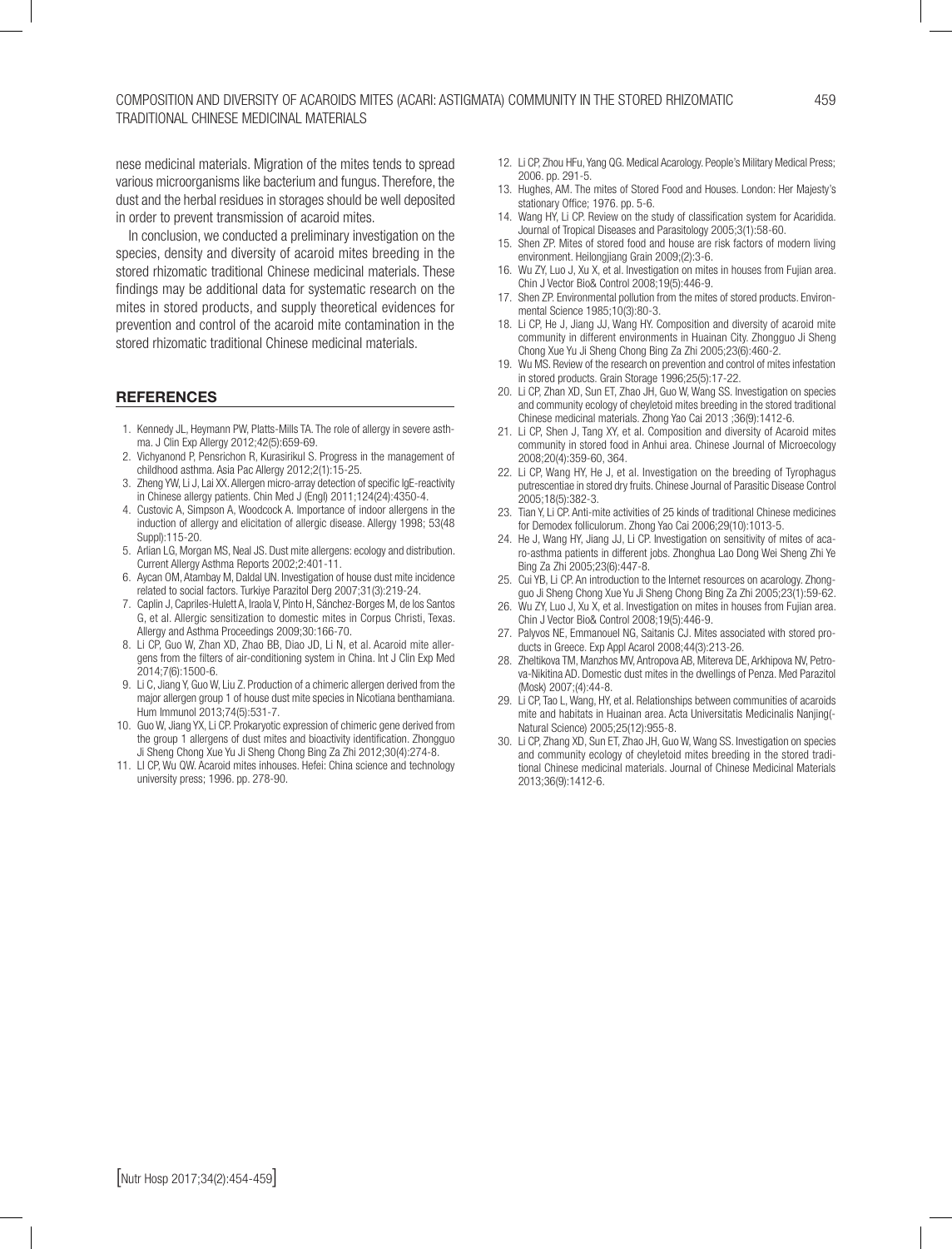nese medicinal materials. Migration of the mites tends to spread various microorganisms like bacterium and fungus. Therefore, the dust and the herbal residues in storages should be well deposited in order to prevent transmission of acaroid mites.

In conclusion, we conducted a preliminary investigation on the species, density and diversity of acaroid mites breeding in the stored rhizomatic traditional Chinese medicinal materials. These findings may be additional data for systematic research on the mites in stored products, and supply theoretical evidences for prevention and control of the acaroid mite contamination in the stored rhizomatic traditional Chinese medicinal materials.

## REFERENCES

1. Kennedy JL, Heymann PW, Platts-Mills TA. The role of allergy in severe asthma. J Clin Exp Allergy 2012;42(5):659-69.
2. Vichyanond P, Pensrichon R, Kurasirikul S. Progress in the management of childhood asthma. Asia Pac Allergy 2012;2(1):15-25.
3. Zheng YW, Li J, Lai XX. Allergen micro-array detection of specific IgE-reactivity in Chinese allergy patients. Chin Med J (Engl) 2011;124(24):4350-4.
4. Custovic A, Simpson A, Woodcock A. Importance of indoor allergens in the induction of allergy and elicitation of allergic disease. Allergy 1998; 53(48 Suppl):115-20.
5. Arlian LG, Morgan MS, Neal JS. Dust mite allergens: ecology and distribution. Current Allergy Asthma Reports 2002;2:401-11.
6. Aycan OM, Atambay M, Daldal UN. Investigation of house dust mite incidence related to social factors. Turkiye Parazitol Derg 2007;31(3):219-24.
7. Caplin J, Capriles-Hulett A, Iraola V, Pinto H, Sánchez-Borges M, de los Santos G, et al. Allergic sensitization to domestic mites in Corpus Christi, Texas. Allergy and Asthma Proceedings 2009;30:166-70.
8. Li CP, Guo W, Zhan XD, Zhao BB, Diao JD, Li N, et al. Acaroid mite allergens from the filters of air-conditioning system in China. Int J Clin Exp Med 2014;7(6):1500-6.
9. Li C, Jiang Y, Guo W, Liu Z. Production of a chimeric allergen derived from the major allergen group 1 of house dust mite species in Nicotiana benthamiana. Hum Immunol 2013;74(5):531-7.
10. Guo W, Jiang YX, Li CP. Prokaryotic expression of chimeric gene derived from the group 1 allergens of dust mites and bioactivity identification. Zhongguo Ji Sheng Chong Xue Yu Ji Sheng Chong Bing Za Zhi 2012;30(4):274-8.
11. LI CP, Wu QW. Acaroid mites inhouses. Hefei: China science and technology university press; 1996. pp. 278-90.
12. Li CP, Zhou HFu, Yang QG. Medical Acarology. People's Military Medical Press; 2006. pp. 291-5.
13. Hughes, AM. The mites of Stored Food and Houses. London: Her Majesty's stationary Office; 1976. pp. 5-6.
14. Wang HY, Li CP. Review on the study of classification system for Acaridida. Journal of Tropical Diseases and Parasitology 2005;3(1):58-60.
15. Shen ZP. Mites of stored food and house are risk factors of modern living environment. Heilongjiang Grain 2009;(2):3-6.
16. Wu ZY, Luo J, Xu X, et al. Investigation on mites in houses from Fujian area. Chin J Vector Bio& Control 2008;19(5):446-9.
17. Shen ZP. Environmental pollution from the mites of stored products. Environmental Science 1985;10(3):80-3.
18. Li CP, He J, Jiang JJ, Wang HY. Composition and diversity of acaroid mite community in different environments in Huainan City. Zhongguo Ji Sheng Chong Xue Yu Ji Sheng Chong Bing Za Zhi 2005;23(6):460-2.
19. Wu MS. Review of the research on prevention and control of mites infestation in stored products. Grain Storage 1996;25(5):17-22.
20. Li CP, Zhan XD, Sun ET, Zhao JH, Guo W, Wang SS. Investigation on species and community ecology of cheyletoid mites breeding in the stored traditional Chinese medicinal materials. Zhong Yao Cai 2013 ;36(9):1412-6.
21. Li CP, Shen J, Tang XY, et al. Composition and diversity of Acaroid mites community in stored food in Anhui area. Chinese Journal of Microecology 2008;20(4):359-60, 364.
22. Li CP, Wang HY, He J, et al. Investigation on the breeding of Tyrophagus putrescentiae in stored dry fruits. Chinese Journal of Parasitic Disease Control 2005;18(5):382-3.
23. Tian Y, Li CP. Anti-mite activities of 25 kinds of traditional Chinese medicines for Demodex folliculorum. Zhong Yao Cai 2006;29(10):1013-5.
24. He J, Wang HY, Jiang JJ, Li CP. Investigation on sensitivity of mites of acaro-asthma patients in different jobs. Zhonghua Lao Dong Wei Sheng Zhi Ye Bing Za Zhi 2005;23(6):447-8.
25. Cui YB, Li CP. An introduction to the Internet resources on acarology. Zhongguo Ji Sheng Chong Xue Yu Ji Sheng Chong Bing Za Zhi 2005;23(1):59-62.
26. Wu ZY, Luo J, Xu X, et al. Investigation on mites in houses from Fujian area. Chin J Vector Bio& Control 2008;19(5):446-9.
27. Palyvos NE, Emmanouel NG, Saitanis CJ. Mites associated with stored products in Greece. Exp Appl Acarol 2008;44(3):213-26.
28. Zheltikova TM, Manzhos MV, Antropova AB, Mitereva DE, Arkhipova NV, Petrova-Nikitina AD. Domestic dust mites in the dwellings of Penza. Med Parazitol (Mosk) 2007;(4):44-8.
29. Li CP, Tao L, Wang, HY, et al. Relationships between communities of acaroids mite and habitats in Huainan area. Acta Universitatis Medicinalis Nanjing(-Natural Science) 2005;25(12):955-8.
30. Li CP, Zhang XD, Sun ET, Zhao JH, Guo W, Wang SS. Investigation on species and community ecology of cheyletoid mites breeding in the stored traditional Chinese medicinal materials. Journal of Chinese Medicinal Materials 2013;36(9):1412-6.